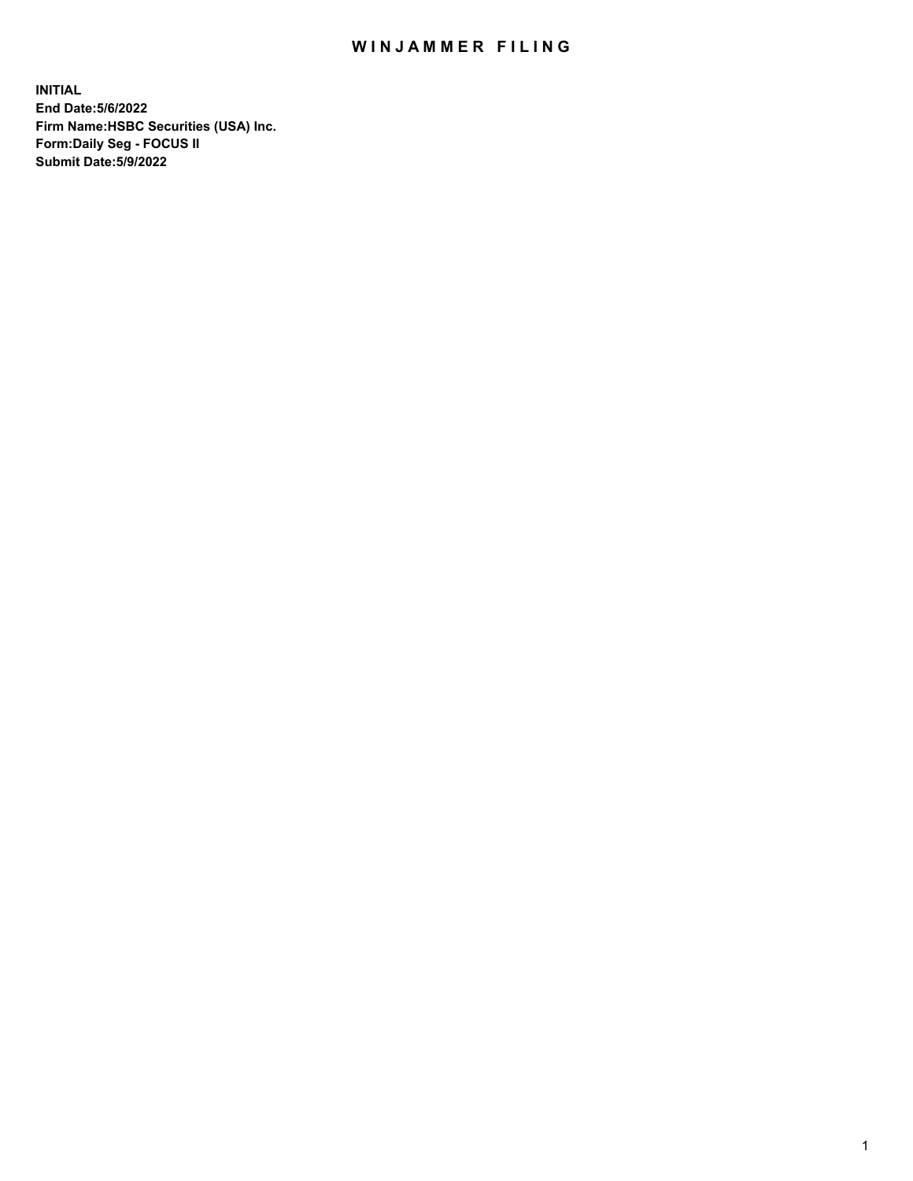# WINJAMMER FILING

**INITIAL**
**End Date:5/6/2022**
**Firm Name:HSBC Securities (USA) Inc.**
**Form:Daily Seg - FOCUS II**
**Submit Date:5/9/2022**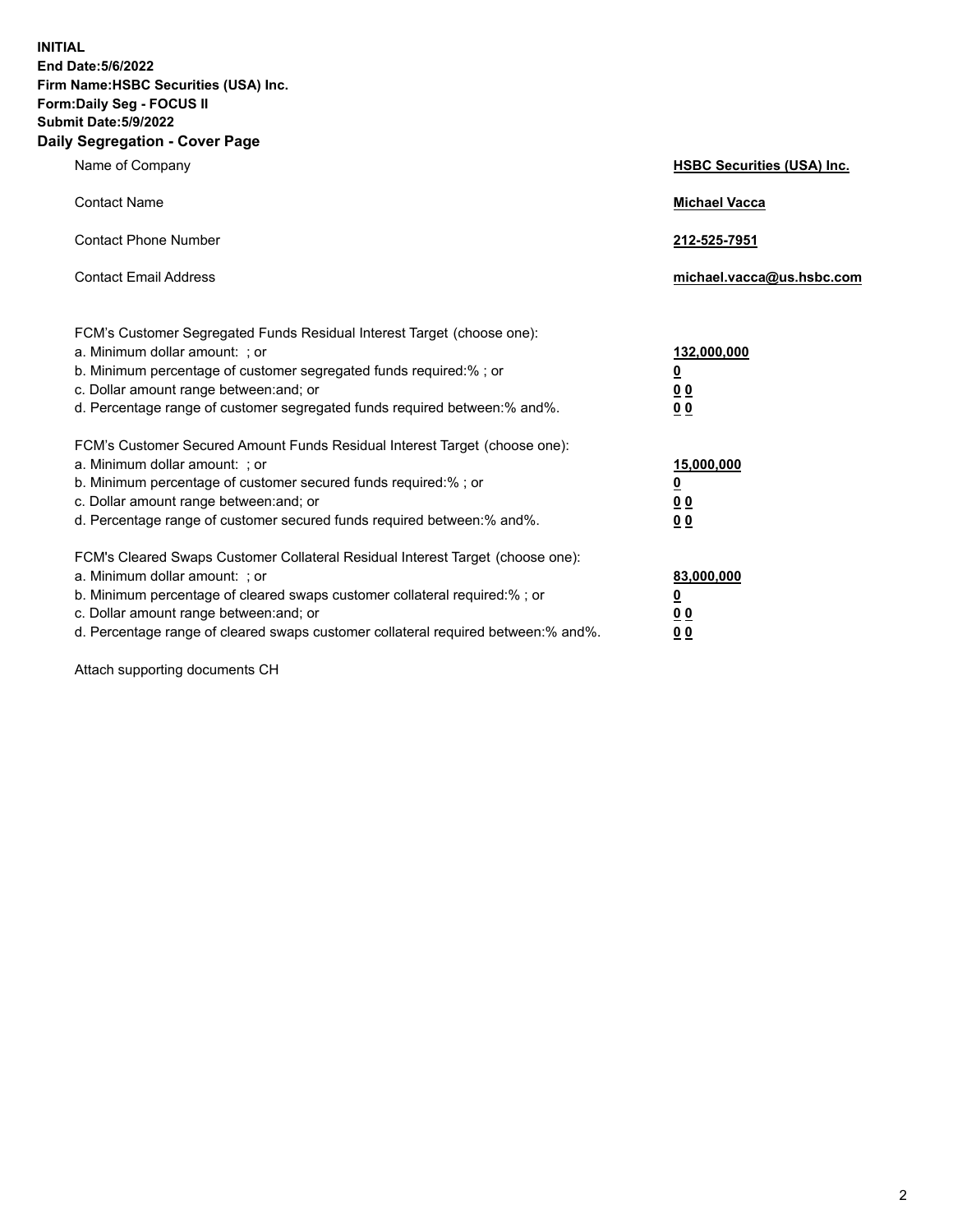**INITIAL**
**End Date:5/6/2022**
**Firm Name:HSBC Securities (USA) Inc.**
**Form:Daily Seg - FOCUS II**
**Submit Date:5/9/2022**

## Daily Segregation - Cover Page

| | |
|---|---|
| Name of Company | **HSBC Securities (USA) Inc.** |
| Contact Name | **Michael Vacca** |
| Contact Phone Number | **212-525-7951** |
| Contact Email Address | **michael.vacca@us.hsbc.com** |

FCM's Customer Segregated Funds Residual Interest Target (choose one):

| | |
|---|---|
| a. Minimum dollar amount: ; or | **132,000,000** |
| b. Minimum percentage of customer segregated funds required:% ; or | **0** |
| c. Dollar amount range between:and; or | **0 0** |
| d. Percentage range of customer segregated funds required between:% and%. | **0 0** |

FCM's Customer Secured Amount Funds Residual Interest Target (choose one):

| | |
|---|---|
| a. Minimum dollar amount: ; or | **15,000,000** |
| b. Minimum percentage of customer secured funds required:% ; or | **0** |
| c. Dollar amount range between:and; or | **0 0** |
| d. Percentage range of customer secured funds required between:% and%. | **0 0** |

FCM's Cleared Swaps Customer Collateral Residual Interest Target (choose one):

| | |
|---|---|
| a. Minimum dollar amount: ; or | **83,000,000** |
| b. Minimum percentage of cleared swaps customer collateral required:% ; or | **0** |
| c. Dollar amount range between:and; or | **0 0** |
| d. Percentage range of cleared swaps customer collateral required between:% and%. | **0 0** |

Attach supporting documents CH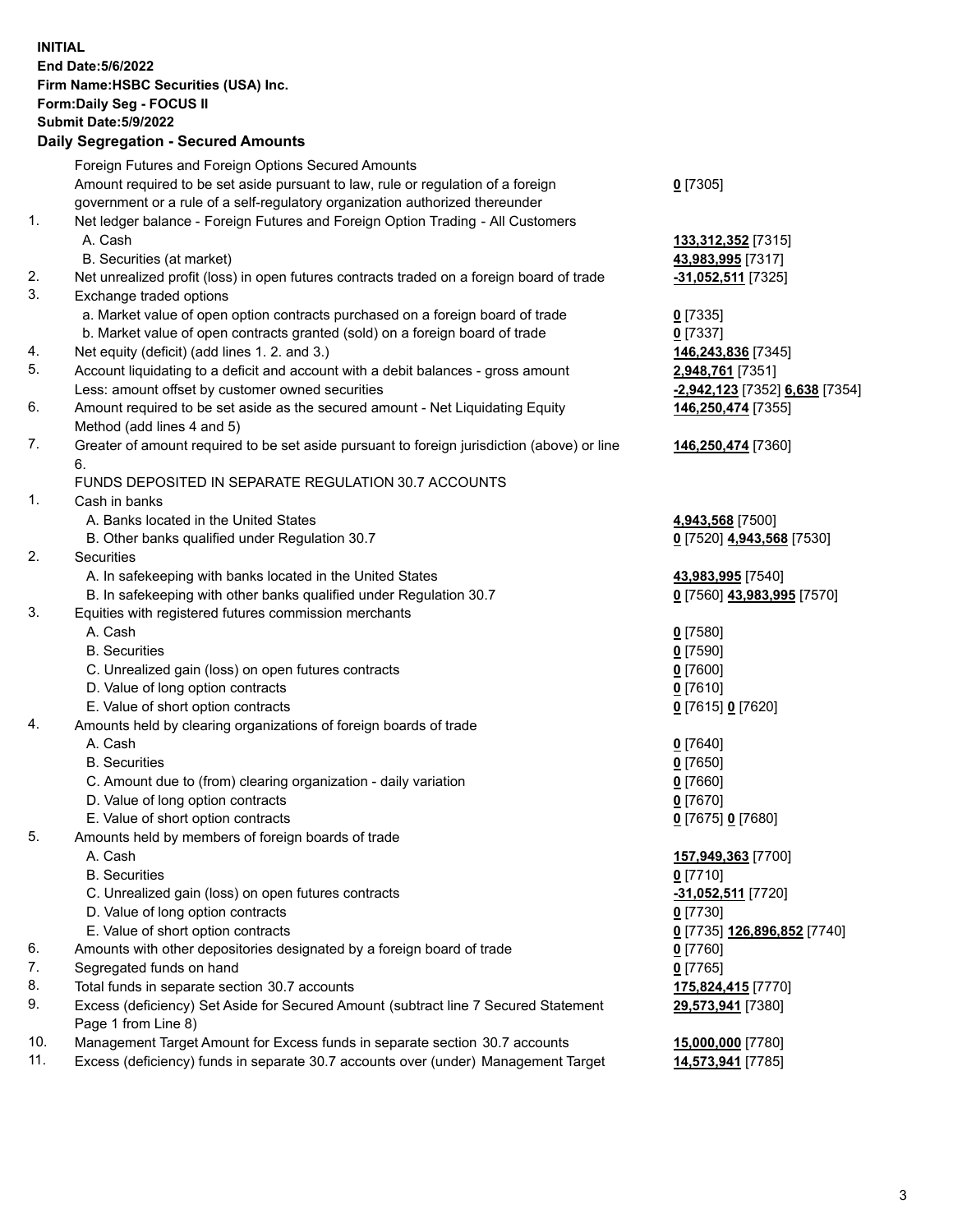**INITIAL**
**End Date:5/6/2022**
**Firm Name:HSBC Securities (USA) Inc.**
**Form:Daily Seg - FOCUS II**
**Submit Date:5/9/2022**

## Daily Segregation - Secured Amounts

| | | |
|---|---|---|
| | Foreign Futures and Foreign Options Secured Amounts | |
| | Amount required to be set aside pursuant to law, rule or regulation of a foreign government or a rule of a self-regulatory organization authorized thereunder | **0** [7305] |
| 1. | Net ledger balance - Foreign Futures and Foreign Option Trading - All Customers | |
| | A. Cash | **133,312,352** [7315] |
| | B. Securities (at market) | **43,983,995** [7317] |
| 2. | Net unrealized profit (loss) in open futures contracts traded on a foreign board of trade | **-31,052,511** [7325] |
| 3. | Exchange traded options | |
| | a. Market value of open option contracts purchased on a foreign board of trade | **0** [7335] |
| | b. Market value of open contracts granted (sold) on a foreign board of trade | **0** [7337] |
| 4. | Net equity (deficit) (add lines 1. 2. and 3.) | **146,243,836** [7345] |
| 5. | Account liquidating to a deficit and account with a debit balances - gross amount | **2,948,761** [7351] |
| | Less: amount offset by customer owned securities | **-2,942,123** [7352] **6,638** [7354] |
| 6. | Amount required to be set aside as the secured amount - Net Liquidating Equity Method (add lines 4 and 5) | **146,250,474** [7355] |
| 7. | Greater of amount required to be set aside pursuant to foreign jurisdiction (above) or line 6. | **146,250,474** [7360] |
| | FUNDS DEPOSITED IN SEPARATE REGULATION 30.7 ACCOUNTS | |
| 1. | Cash in banks | |
| | A. Banks located in the United States | **4,943,568** [7500] |
| | B. Other banks qualified under Regulation 30.7 | **0** [7520] **4,943,568** [7530] |
| 2. | Securities | |
| | A. In safekeeping with banks located in the United States | **43,983,995** [7540] |
| | B. In safekeeping with other banks qualified under Regulation 30.7 | **0** [7560] **43,983,995** [7570] |
| 3. | Equities with registered futures commission merchants | |
| | A. Cash | **0** [7580] |
| | B. Securities | **0** [7590] |
| | C. Unrealized gain (loss) on open futures contracts | **0** [7600] |
| | D. Value of long option contracts | **0** [7610] |
| | E. Value of short option contracts | **0** [7615] **0** [7620] |
| 4. | Amounts held by clearing organizations of foreign boards of trade | |
| | A. Cash | **0** [7640] |
| | B. Securities | **0** [7650] |
| | C. Amount due to (from) clearing organization - daily variation | **0** [7660] |
| | D. Value of long option contracts | **0** [7670] |
| | E. Value of short option contracts | **0** [7675] **0** [7680] |
| 5. | Amounts held by members of foreign boards of trade | |
| | A. Cash | **157,949,363** [7700] |
| | B. Securities | **0** [7710] |
| | C. Unrealized gain (loss) on open futures contracts | **-31,052,511** [7720] |
| | D. Value of long option contracts | **0** [7730] |
| | E. Value of short option contracts | **0** [7735] **126,896,852** [7740] |
| 6. | Amounts with other depositories designated by a foreign board of trade | **0** [7760] |
| 7. | Segregated funds on hand | **0** [7765] |
| 8. | Total funds in separate section 30.7 accounts | **175,824,415** [7770] |
| 9. | Excess (deficiency) Set Aside for Secured Amount (subtract line 7 Secured Statement Page 1 from Line 8) | **29,573,941** [7380] |
| 10. | Management Target Amount for Excess funds in separate section 30.7 accounts | **15,000,000** [7780] |
| 11. | Excess (deficiency) funds in separate 30.7 accounts over (under) Management Target | **14,573,941** [7785] |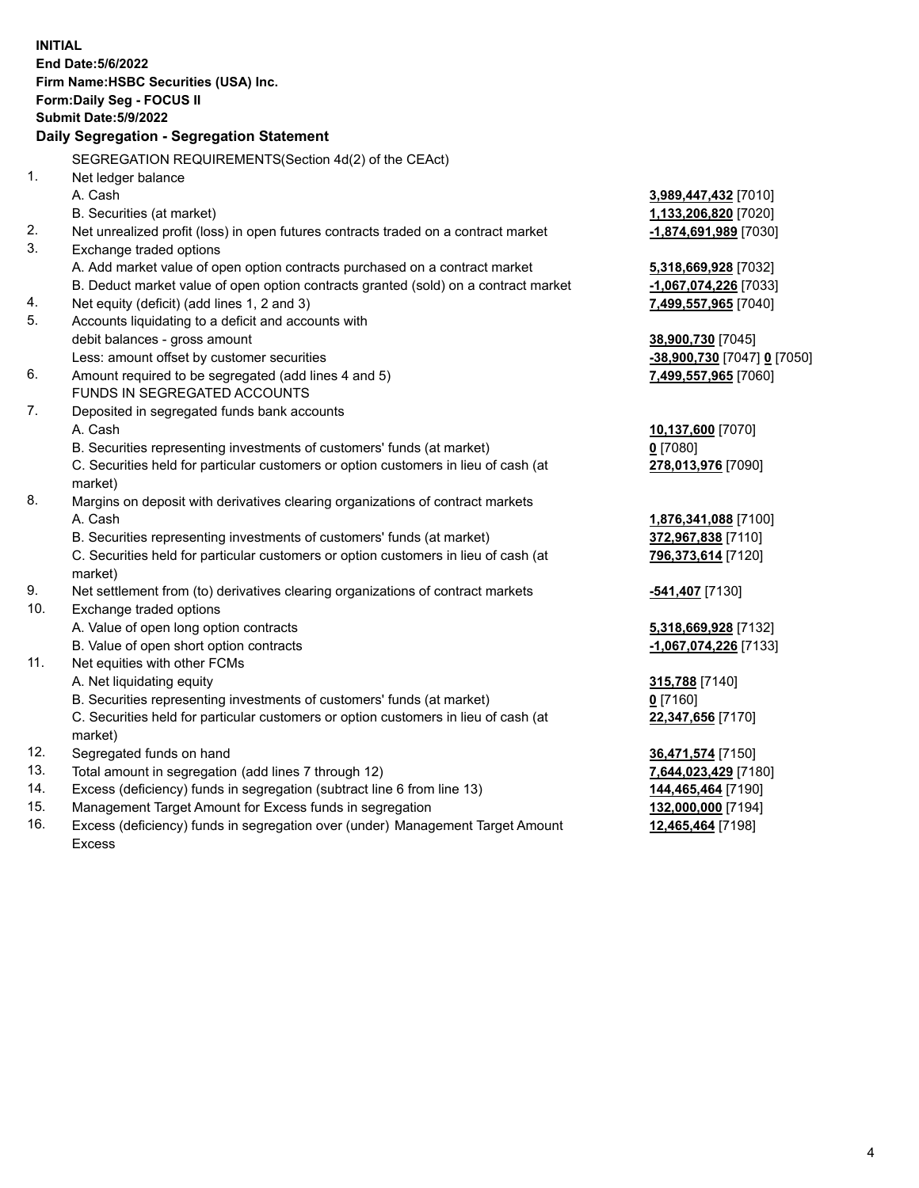**INITIAL**
**End Date:5/6/2022**
**Firm Name:HSBC Securities (USA) Inc.**
**Form:Daily Seg - FOCUS II**
**Submit Date:5/9/2022**

### Daily Segregation - Segregation Statement

SEGREGATION REQUIREMENTS(Section 4d(2) of the CEAct)

| | | |
|---|---|---|
| 1. | Net ledger balance | |
| | A. Cash | **3,989,447,432** [7010] |
| | B. Securities (at market) | **1,133,206,820** [7020] |
| 2. | Net unrealized profit (loss) in open futures contracts traded on a contract market | **-1,874,691,989** [7030] |
| 3. | Exchange traded options | |
| | A. Add market value of open option contracts purchased on a contract market | **5,318,669,928** [7032] |
| | B. Deduct market value of open option contracts granted (sold) on a contract market | **-1,067,074,226** [7033] |
| 4. | Net equity (deficit) (add lines 1, 2 and 3) | **7,499,557,965** [7040] |
| 5. | Accounts liquidating to a deficit and accounts with | |
| | debit balances - gross amount | **38,900,730** [7045] |
| | Less: amount offset by customer securities | **-38,900,730** [7047] **0** [7050] |
| 6. | Amount required to be segregated (add lines 4 and 5) | **7,499,557,965** [7060] |
| | FUNDS IN SEGREGATED ACCOUNTS | |
| 7. | Deposited in segregated funds bank accounts | |
| | A. Cash | **10,137,600** [7070] |
| | B. Securities representing investments of customers' funds (at market) | **0** [7080] |
| | C. Securities held for particular customers or option customers in lieu of cash (at market) | **278,013,976** [7090] |
| 8. | Margins on deposit with derivatives clearing organizations of contract markets | |
| | A. Cash | **1,876,341,088** [7100] |
| | B. Securities representing investments of customers' funds (at market) | **372,967,838** [7110] |
| | C. Securities held for particular customers or option customers in lieu of cash (at market) | **796,373,614** [7120] |
| 9. | Net settlement from (to) derivatives clearing organizations of contract markets | **-541,407** [7130] |
| 10. | Exchange traded options | |
| | A. Value of open long option contracts | **5,318,669,928** [7132] |
| | B. Value of open short option contracts | **-1,067,074,226** [7133] |
| 11. | Net equities with other FCMs | |
| | A. Net liquidating equity | **315,788** [7140] |
| | B. Securities representing investments of customers' funds (at market) | **0** [7160] |
| | C. Securities held for particular customers or option customers in lieu of cash (at market) | **22,347,656** [7170] |
| 12. | Segregated funds on hand | **36,471,574** [7150] |
| 13. | Total amount in segregation (add lines 7 through 12) | **7,644,023,429** [7180] |
| 14. | Excess (deficiency) funds in segregation (subtract line 6 from line 13) | **144,465,464** [7190] |
| 15. | Management Target Amount for Excess funds in segregation | **132,000,000** [7194] |
| 16. | Excess (deficiency) funds in segregation over (under) Management Target Amount Excess | **12,465,464** [7198] |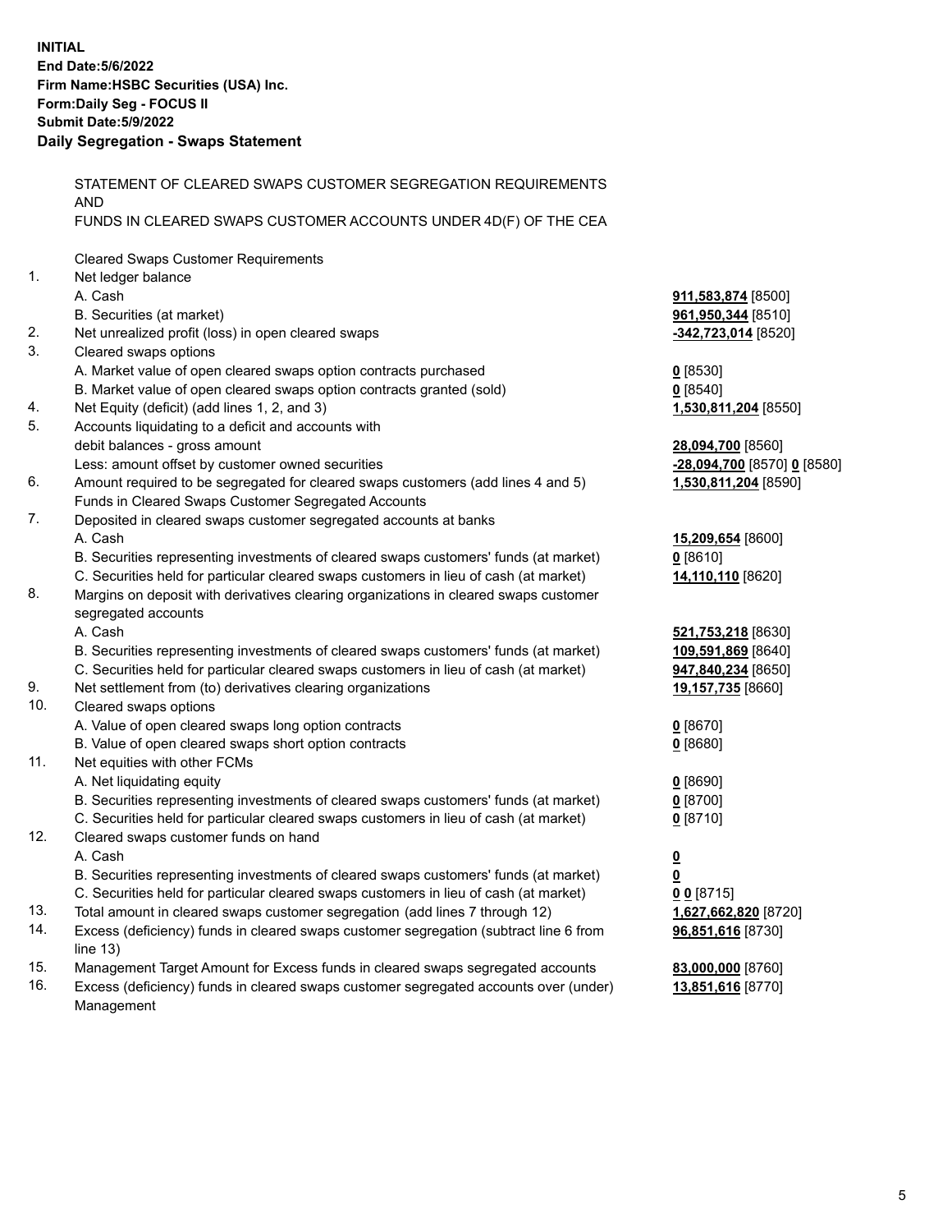**INITIAL**
**End Date:5/6/2022**
**Firm Name:HSBC Securities (USA) Inc.**
**Form:Daily Seg - FOCUS II**
**Submit Date:5/9/2022**
**Daily Segregation - Swaps Statement**

STATEMENT OF CLEARED SWAPS CUSTOMER SEGREGATION REQUIREMENTS AND FUNDS IN CLEARED SWAPS CUSTOMER ACCOUNTS UNDER 4D(F) OF THE CEA

| | | |
|---|---|---|
| | Cleared Swaps Customer Requirements | |
| 1. | Net ledger balance | |
| | A. Cash | **911,583,874** [8500] |
| | B. Securities (at market) | **961,950,344** [8510] |
| 2. | Net unrealized profit (loss) in open cleared swaps | **-342,723,014** [8520] |
| 3. | Cleared swaps options | |
| | A. Market value of open cleared swaps option contracts purchased | **0** [8530] |
| | B. Market value of open cleared swaps option contracts granted (sold) | **0** [8540] |
| 4. | Net Equity (deficit) (add lines 1, 2, and 3) | **1,530,811,204** [8550] |
| 5. | Accounts liquidating to a deficit and accounts with debit balances - gross amount | **28,094,700** [8560] |
| | Less: amount offset by customer owned securities | **-28,094,700** [8570] **0** [8580] |
| 6. | Amount required to be segregated for cleared swaps customers (add lines 4 and 5) | **1,530,811,204** [8590] |
| | Funds in Cleared Swaps Customer Segregated Accounts | |
| 7. | Deposited in cleared swaps customer segregated accounts at banks | |
| | A. Cash | **15,209,654** [8600] |
| | B. Securities representing investments of cleared swaps customers' funds (at market) | **0** [8610] |
| | C. Securities held for particular cleared swaps customers in lieu of cash (at market) | **14,110,110** [8620] |
| 8. | Margins on deposit with derivatives clearing organizations in cleared swaps customer segregated accounts | |
| | A. Cash | **521,753,218** [8630] |
| | B. Securities representing investments of cleared swaps customers' funds (at market) | **109,591,869** [8640] |
| | C. Securities held for particular cleared swaps customers in lieu of cash (at market) | **947,840,234** [8650] |
| 9. | Net settlement from (to) derivatives clearing organizations | **19,157,735** [8660] |
| 10. | Cleared swaps options | |
| | A. Value of open cleared swaps long option contracts | **0** [8670] |
| | B. Value of open cleared swaps short option contracts | **0** [8680] |
| 11. | Net equities with other FCMs | |
| | A. Net liquidating equity | **0** [8690] |
| | B. Securities representing investments of cleared swaps customers' funds (at market) | **0** [8700] |
| | C. Securities held for particular cleared swaps customers in lieu of cash (at market) | **0** [8710] |
| 12. | Cleared swaps customer funds on hand | |
| | A. Cash | **0** |
| | B. Securities representing investments of cleared swaps customers' funds (at market) | **0** |
| | C. Securities held for particular cleared swaps customers in lieu of cash (at market) | **0** **0** [8715] |
| 13. | Total amount in cleared swaps customer segregation (add lines 7 through 12) | **1,627,662,820** [8720] |
| 14. | Excess (deficiency) funds in cleared swaps customer segregation (subtract line 6 from line 13) | **96,851,616** [8730] |
| 15. | Management Target Amount for Excess funds in cleared swaps segregated accounts | **83,000,000** [8760] |
| 16. | Excess (deficiency) funds in cleared swaps customer segregated accounts over (under) Management | **13,851,616** [8770] |